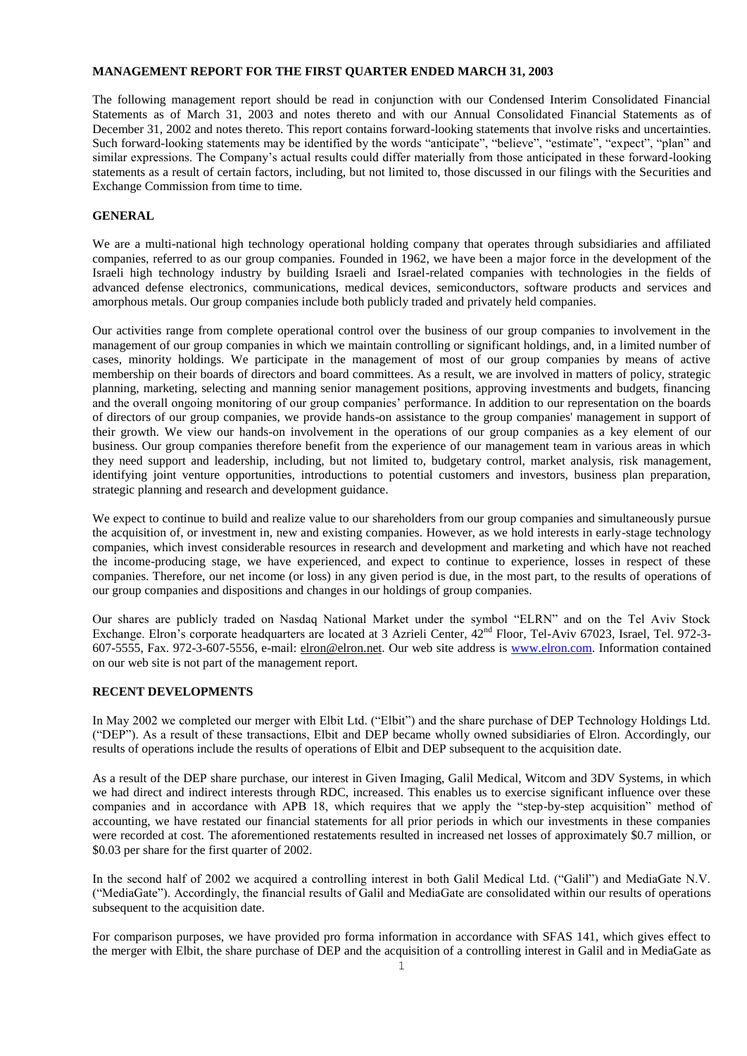# MANAGEMENT REPORT FOR THE FIRST QUARTER ENDED MARCH 31, 2003

The following management report should be read in conjunction with our Condensed Interim Consolidated Financial Statements as of March 31, 2003 and notes thereto and with our Annual Consolidated Financial Statements as of December 31, 2002 and notes thereto. This report contains forward-looking statements that involve risks and uncertainties. Such forward-looking statements may be identified by the words "anticipate", "believe", "estimate", "expect", "plan" and similar expressions. The Company's actual results could differ materially from those anticipated in these forward-looking statements as a result of certain factors, including, but not limited to, those discussed in our filings with the Securities and Exchange Commission from time to time.

## GENERAL

We are a multi-national high technology operational holding company that operates through subsidiaries and affiliated companies, referred to as our group companies. Founded in 1962, we have been a major force in the development of the Israeli high technology industry by building Israeli and Israel-related companies with technologies in the fields of advanced defense electronics, communications, medical devices, semiconductors, software products and services and amorphous metals. Our group companies include both publicly traded and privately held companies.

Our activities range from complete operational control over the business of our group companies to involvement in the management of our group companies in which we maintain controlling or significant holdings, and, in a limited number of cases, minority holdings. We participate in the management of most of our group companies by means of active membership on their boards of directors and board committees. As a result, we are involved in matters of policy, strategic planning, marketing, selecting and manning senior management positions, approving investments and budgets, financing and the overall ongoing monitoring of our group companies' performance. In addition to our representation on the boards of directors of our group companies, we provide hands-on assistance to the group companies' management in support of their growth. We view our hands-on involvement in the operations of our group companies as a key element of our business. Our group companies therefore benefit from the experience of our management team in various areas in which they need support and leadership, including, but not limited to, budgetary control, market analysis, risk management, identifying joint venture opportunities, introductions to potential customers and investors, business plan preparation, strategic planning and research and development guidance.

We expect to continue to build and realize value to our shareholders from our group companies and simultaneously pursue the acquisition of, or investment in, new and existing companies. However, as we hold interests in early-stage technology companies, which invest considerable resources in research and development and marketing and which have not reached the income-producing stage, we have experienced, and expect to continue to experience, losses in respect of these companies. Therefore, our net income (or loss) in any given period is due, in the most part, to the results of operations of our group companies and dispositions and changes in our holdings of group companies.

Our shares are publicly traded on Nasdaq National Market under the symbol "ELRN" and on the Tel Aviv Stock Exchange. Elron's corporate headquarters are located at 3 Azrieli Center, 42nd Floor, Tel-Aviv 67023, Israel, Tel. 972-3-607-5555, Fax. 972-3-607-5556, e-mail: elron@elron.net. Our web site address is www.elron.com. Information contained on our web site is not part of the management report.

## RECENT DEVELOPMENTS

In May 2002 we completed our merger with Elbit Ltd. ("Elbit") and the share purchase of DEP Technology Holdings Ltd. ("DEP"). As a result of these transactions, Elbit and DEP became wholly owned subsidiaries of Elron. Accordingly, our results of operations include the results of operations of Elbit and DEP subsequent to the acquisition date.

As a result of the DEP share purchase, our interest in Given Imaging, Galil Medical, Witcom and 3DV Systems, in which we had direct and indirect interests through RDC, increased. This enables us to exercise significant influence over these companies and in accordance with APB 18, which requires that we apply the "step-by-step acquisition" method of accounting, we have restated our financial statements for all prior periods in which our investments in these companies were recorded at cost. The aforementioned restatements resulted in increased net losses of approximately \$0.7 million, or \$0.03 per share for the first quarter of 2002.

In the second half of 2002 we acquired a controlling interest in both Galil Medical Ltd. ("Galil") and MediaGate N.V. ("MediaGate"). Accordingly, the financial results of Galil and MediaGate are consolidated within our results of operations subsequent to the acquisition date.

For comparison purposes, we have provided pro forma information in accordance with SFAS 141, which gives effect to the merger with Elbit, the share purchase of DEP and the acquisition of a controlling interest in Galil and in MediaGate as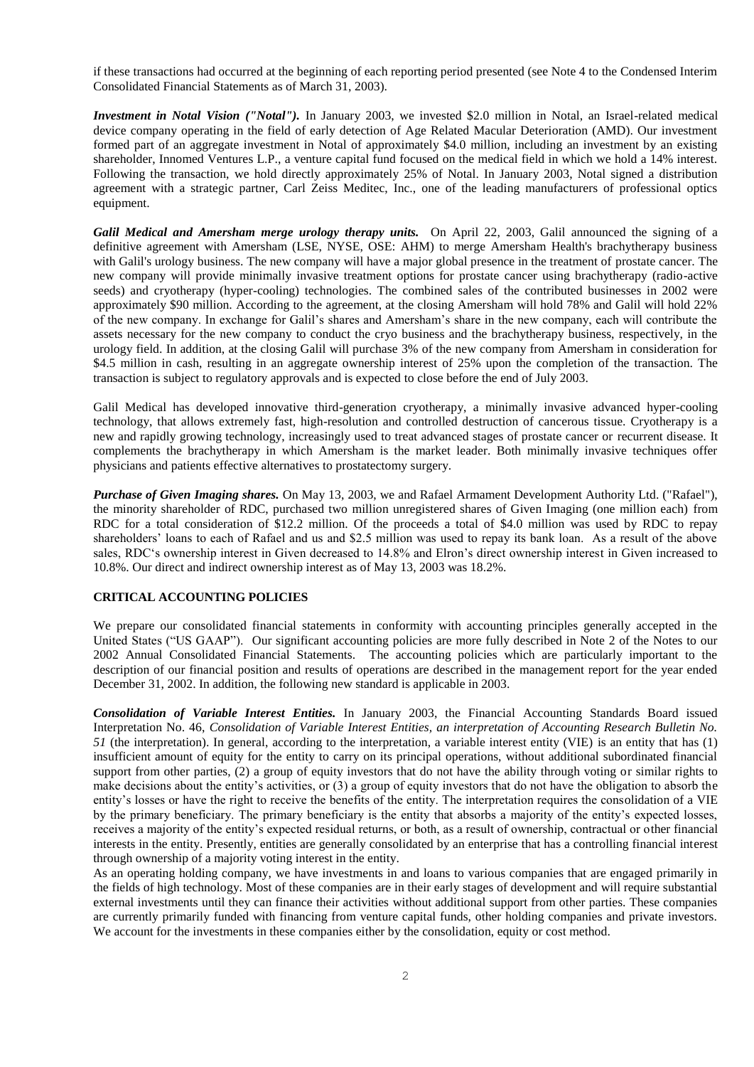if these transactions had occurred at the beginning of each reporting period presented (see Note 4 to the Condensed Interim Consolidated Financial Statements as of March 31, 2003).

***Investment in Notal Vision ("Notal").*** In January 2003, we invested $2.0 million in Notal, an Israel-related medical device company operating in the field of early detection of Age Related Macular Deterioration (AMD). Our investment formed part of an aggregate investment in Notal of approximately $4.0 million, including an investment by an existing shareholder, Innomed Ventures L.P., a venture capital fund focused on the medical field in which we hold a 14% interest. Following the transaction, we hold directly approximately 25% of Notal. In January 2003, Notal signed a distribution agreement with a strategic partner, Carl Zeiss Meditec, Inc., one of the leading manufacturers of professional optics equipment.

***Galil Medical and Amersham merge urology therapy units.*** On April 22, 2003, Galil announced the signing of a definitive agreement with Amersham (LSE, NYSE, OSE: AHM) to merge Amersham Health's brachytherapy business with Galil's urology business. The new company will have a major global presence in the treatment of prostate cancer. The new company will provide minimally invasive treatment options for prostate cancer using brachytherapy (radio-active seeds) and cryotherapy (hyper-cooling) technologies. The combined sales of the contributed businesses in 2002 were approximately $90 million. According to the agreement, at the closing Amersham will hold 78% and Galil will hold 22% of the new company. In exchange for Galil's shares and Amersham's share in the new company, each will contribute the assets necessary for the new company to conduct the cryo business and the brachytherapy business, respectively, in the urology field. In addition, at the closing Galil will purchase 3% of the new company from Amersham in consideration for $4.5 million in cash, resulting in an aggregate ownership interest of 25% upon the completion of the transaction. The transaction is subject to regulatory approvals and is expected to close before the end of July 2003.

Galil Medical has developed innovative third-generation cryotherapy, a minimally invasive advanced hyper-cooling technology, that allows extremely fast, high-resolution and controlled destruction of cancerous tissue. Cryotherapy is a new and rapidly growing technology, increasingly used to treat advanced stages of prostate cancer or recurrent disease. It complements the brachytherapy in which Amersham is the market leader. Both minimally invasive techniques offer physicians and patients effective alternatives to prostatectomy surgery.

***Purchase of Given Imaging shares.*** On May 13, 2003, we and Rafael Armament Development Authority Ltd. ("Rafael"), the minority shareholder of RDC, purchased two million unregistered shares of Given Imaging (one million each) from RDC for a total consideration of $12.2 million. Of the proceeds a total of $4.0 million was used by RDC to repay shareholders' loans to each of Rafael and us and $2.5 million was used to repay its bank loan. As a result of the above sales, RDC's ownership interest in Given decreased to 14.8% and Elron's direct ownership interest in Given increased to 10.8%. Our direct and indirect ownership interest as of May 13, 2003 was 18.2%.

## CRITICAL ACCOUNTING POLICIES

We prepare our consolidated financial statements in conformity with accounting principles generally accepted in the United States ("US GAAP"). Our significant accounting policies are more fully described in Note 2 of the Notes to our 2002 Annual Consolidated Financial Statements. The accounting policies which are particularly important to the description of our financial position and results of operations are described in the management report for the year ended December 31, 2002. In addition, the following new standard is applicable in 2003.

***Consolidation of Variable Interest Entities.*** In January 2003, the Financial Accounting Standards Board issued Interpretation No. 46, *Consolidation of Variable Interest Entities, an interpretation of Accounting Research Bulletin No. 51* (the interpretation). In general, according to the interpretation, a variable interest entity (VIE) is an entity that has (1) insufficient amount of equity for the entity to carry on its principal operations, without additional subordinated financial support from other parties, (2) a group of equity investors that do not have the ability through voting or similar rights to make decisions about the entity's activities, or (3) a group of equity investors that do not have the obligation to absorb the entity's losses or have the right to receive the benefits of the entity. The interpretation requires the consolidation of a VIE by the primary beneficiary. The primary beneficiary is the entity that absorbs a majority of the entity's expected losses, receives a majority of the entity's expected residual returns, or both, as a result of ownership, contractual or other financial interests in the entity. Presently, entities are generally consolidated by an enterprise that has a controlling financial interest through ownership of a majority voting interest in the entity.

As an operating holding company, we have investments in and loans to various companies that are engaged primarily in the fields of high technology. Most of these companies are in their early stages of development and will require substantial external investments until they can finance their activities without additional support from other parties. These companies are currently primarily funded with financing from venture capital funds, other holding companies and private investors. We account for the investments in these companies either by the consolidation, equity or cost method.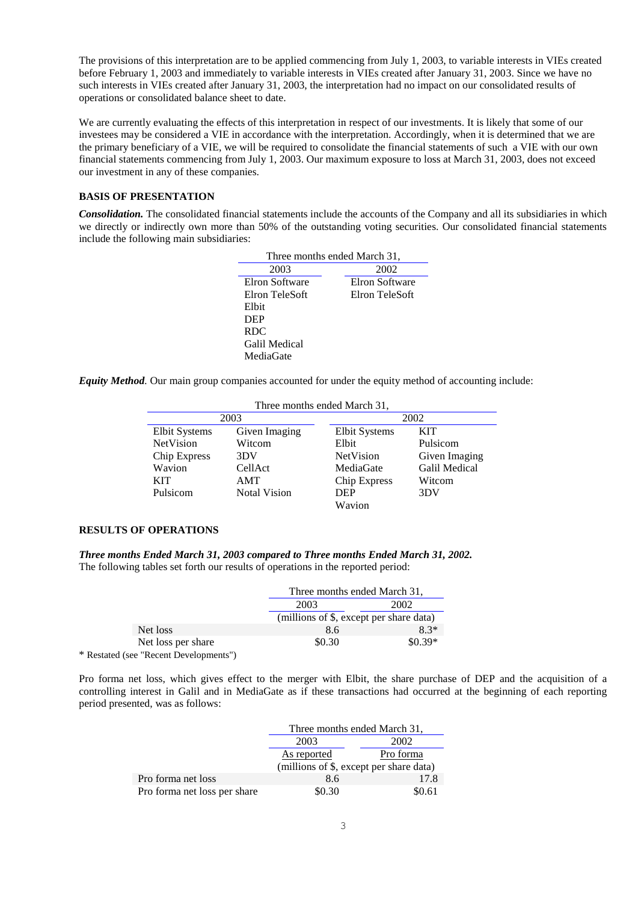The provisions of this interpretation are to be applied commencing from July 1, 2003, to variable interests in VIEs created before February 1, 2003 and immediately to variable interests in VIEs created after January 31, 2003. Since we have no such interests in VIEs created after January 31, 2003, the interpretation had no impact on our consolidated results of operations or consolidated balance sheet to date.

We are currently evaluating the effects of this interpretation in respect of our investments. It is likely that some of our investees may be considered a VIE in accordance with the interpretation. Accordingly, when it is determined that we are the primary beneficiary of a VIE, we will be required to consolidate the financial statements of such a VIE with our own financial statements commencing from July 1, 2003. Our maximum exposure to loss at March 31, 2003, does not exceed our investment in any of these companies.

**BASIS OF PRESENTATION**

***Consolidation.*** The consolidated financial statements include the accounts of the Company and all its subsidiaries in which we directly or indirectly own more than 50% of the outstanding voting securities. Our consolidated financial statements include the following main subsidiaries:

| Three months ended March 31, | |
|---|---|
| 2003 | 2002 |
| Elron Software | Elron Software |
| Elron TeleSoft | Elron TeleSoft |
| Elbit | |
| DEP | |
| RDC | |
| Galil Medical | |
| MediaGate | |

***Equity Method.*** Our main group companies accounted for under the equity method of accounting include:

| Three months ended March 31, | | | |
|---|---|---|---|
| 2003 | | 2002 | |
| Elbit Systems | Given Imaging | Elbit Systems | KIT |
| NetVision | Witcom | Elbit | Pulsicom |
| Chip Express | 3DV | NetVision | Given Imaging |
| Wavion | CellAct | MediaGate | Galil Medical |
| KIT | AMT | Chip Express | Witcom |
| Pulsicom | Notal Vision | DEP | 3DV |
| | | Wavion | |

**RESULTS OF OPERATIONS**

***Three months Ended March 31, 2003 compared to Three months Ended March 31, 2002.***
The following tables set forth our results of operations in the reported period:

| | Three months ended March 31, | |
|---|---|---|
| | 2003 | 2002 |
| | (millions of $, except per share data) | |
| Net loss | 8.6 | 8.3* |
| Net loss per share | $0.30 | $0.39* |

\* Restated (see "Recent Developments")

Pro forma net loss, which gives effect to the merger with Elbit, the share purchase of DEP and the acquisition of a controlling interest in Galil and in MediaGate as if these transactions had occurred at the beginning of each reporting period presented, was as follows:

| | Three months ended March 31, | |
|---|---|---|
| | 2003 | 2002 |
| | As reported | Pro forma |
| | (millions of $, except per share data) | |
| Pro forma net loss | 8.6 | 17.8 |
| Pro forma net loss per share | $0.30 | $0.61 |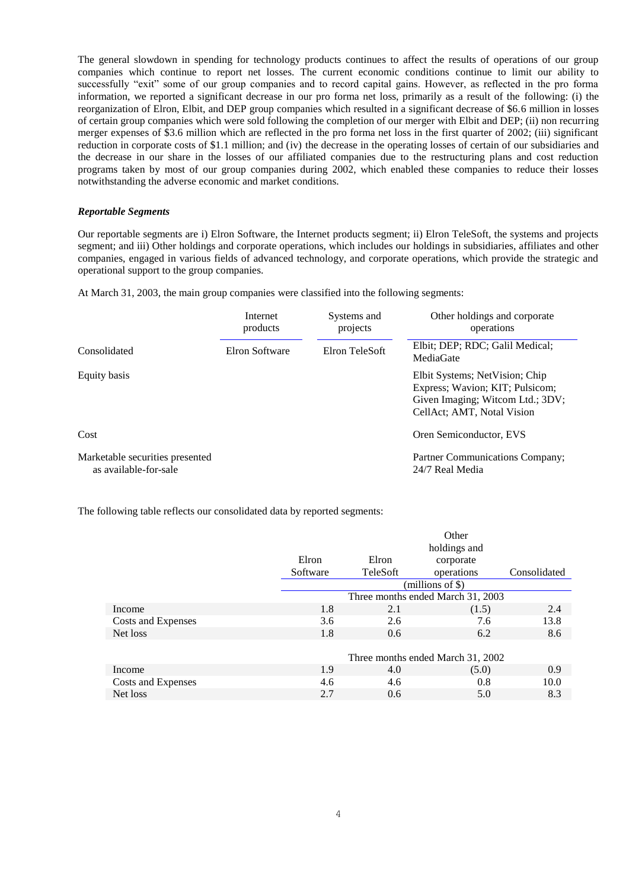The general slowdown in spending for technology products continues to affect the results of operations of our group companies which continue to report net losses. The current economic conditions continue to limit our ability to successfully "exit" some of our group companies and to record capital gains. However, as reflected in the pro forma information, we reported a significant decrease in our pro forma net loss, primarily as a result of the following: (i) the reorganization of Elron, Elbit, and DEP group companies which resulted in a significant decrease of $6.6 million in losses of certain group companies which were sold following the completion of our merger with Elbit and DEP; (ii) non recurring merger expenses of $3.6 million which are reflected in the pro forma net loss in the first quarter of 2002; (iii) significant reduction in corporate costs of $1.1 million; and (iv) the decrease in the operating losses of certain of our subsidiaries and the decrease in our share in the losses of our affiliated companies due to the restructuring plans and cost reduction programs taken by most of our group companies during 2002, which enabled these companies to reduce their losses notwithstanding the adverse economic and market conditions.

### *Reportable Segments*

Our reportable segments are i) Elron Software, the Internet products segment; ii) Elron TeleSoft, the systems and projects segment; and iii) Other holdings and corporate operations, which includes our holdings in subsidiaries, affiliates and other companies, engaged in various fields of advanced technology, and corporate operations, which provide the strategic and operational support to the group companies.

At March 31, 2003, the main group companies were classified into the following segments:

| | Internet products | Systems and projects | Other holdings and corporate operations |
|---|---|---|---|
| Consolidated | Elron Software | Elron TeleSoft | Elbit; DEP; RDC; Galil Medical; MediaGate |
| Equity basis | | | Elbit Systems; NetVision; Chip Express; Wavion; KIT; Pulsicom; Given Imaging; Witcom Ltd.; 3DV; CellAct; AMT, Notal Vision |
| Cost | | | Oren Semiconductor, EVS |
| Marketable securities presented as available-for-sale | | | Partner Communications Company; 24/7 Real Media |

The following table reflects our consolidated data by reported segments:

| | Elron Software | Elron TeleSoft | Other holdings and corporate operations | Consolidated |
|---|---|---|---|---|
| | (millions of $) | | | |
| | Three months ended March 31, 2003 | | | |
| Income | 1.8 | 2.1 | (1.5) | 2.4 |
| Costs and Expenses | 3.6 | 2.6 | 7.6 | 13.8 |
| Net loss | 1.8 | 0.6 | 6.2 | 8.6 |
| | Three months ended March 31, 2002 | | | |
| Income | 1.9 | 4.0 | (5.0) | 0.9 |
| Costs and Expenses | 4.6 | 4.6 | 0.8 | 10.0 |
| Net loss | 2.7 | 0.6 | 5.0 | 8.3 |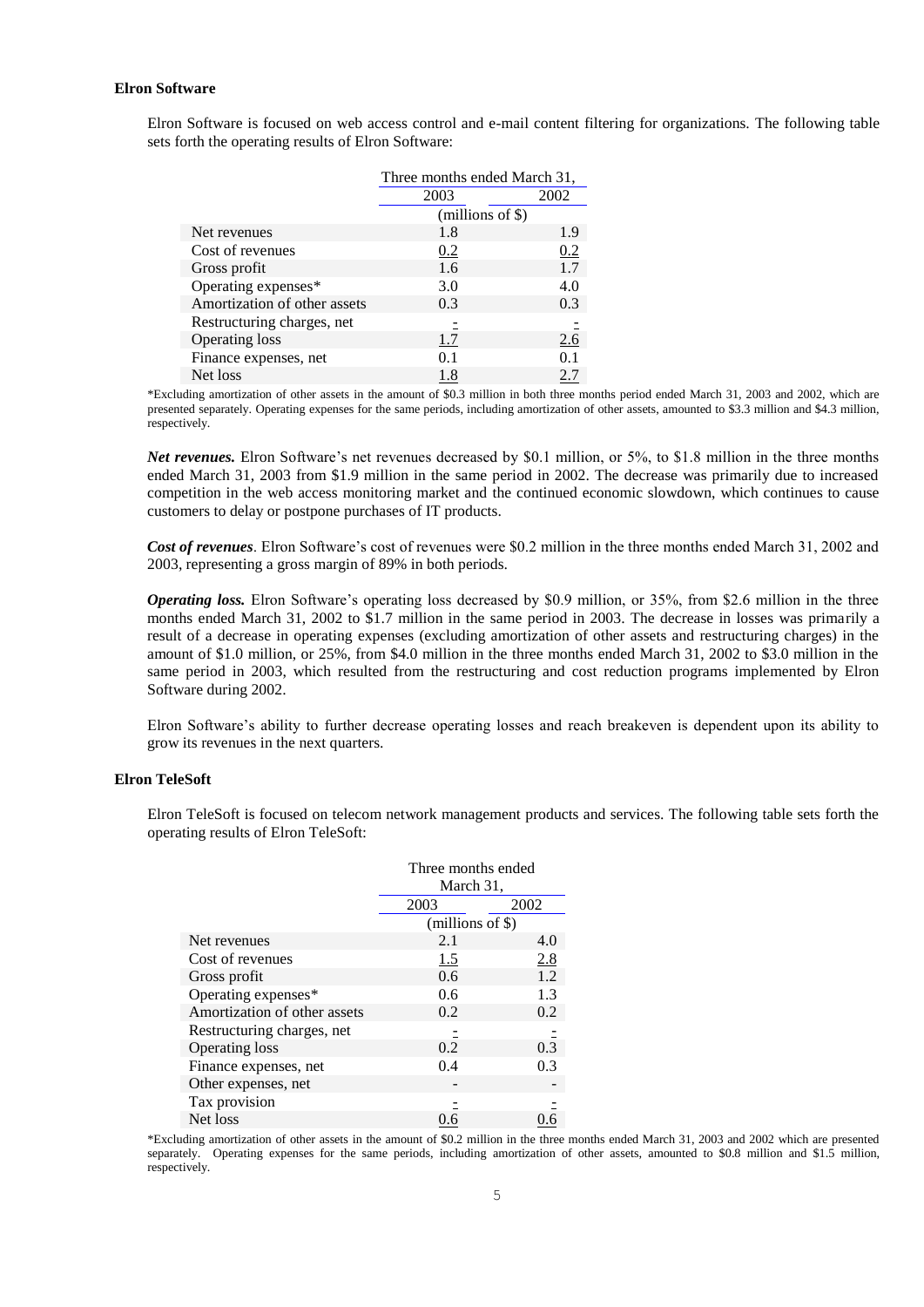### Elron Software

Elron Software is focused on web access control and e-mail content filtering for organizations. The following table sets forth the operating results of Elron Software:

| | Three months ended March 31, | |
|---|---|---|
| | 2003 | 2002 |
| | (millions of $) | |
| Net revenues | 1.8 | 1.9 |
| Cost of revenues | 0.2 | 0.2 |
| Gross profit | 1.6 | 1.7 |
| Operating expenses* | 3.0 | 4.0 |
| Amortization of other assets | 0.3 | 0.3 |
| Restructuring charges, net | - | - |
| Operating loss | 1.7 | 2.6 |
| Finance expenses, net | 0.1 | 0.1 |
| Net loss | 1.8 | 2.7 |

*Excluding amortization of other assets in the amount of $0.3 million in both three months period ended March 31, 2003 and 2002, which are presented separately. Operating expenses for the same periods, including amortization of other assets, amounted to $3.3 million and $4.3 million, respectively.

***Net revenues.*** Elron Software's net revenues decreased by $0.1 million, or 5%, to $1.8 million in the three months ended March 31, 2003 from $1.9 million in the same period in 2002. The decrease was primarily due to increased competition in the web access monitoring market and the continued economic slowdown, which continues to cause customers to delay or postpone purchases of IT products.

***Cost of revenues***. Elron Software's cost of revenues were $0.2 million in the three months ended March 31, 2002 and 2003, representing a gross margin of 89% in both periods.

***Operating loss.*** Elron Software's operating loss decreased by $0.9 million, or 35%, from $2.6 million in the three months ended March 31, 2002 to $1.7 million in the same period in 2003. The decrease in losses was primarily a result of a decrease in operating expenses (excluding amortization of other assets and restructuring charges) in the amount of $1.0 million, or 25%, from $4.0 million in the three months ended March 31, 2002 to $3.0 million in the same period in 2003, which resulted from the restructuring and cost reduction programs implemented by Elron Software during 2002.

Elron Software's ability to further decrease operating losses and reach breakeven is dependent upon its ability to grow its revenues in the next quarters.

### Elron TeleSoft

Elron TeleSoft is focused on telecom network management products and services. The following table sets forth the operating results of Elron TeleSoft:

| | Three months ended March 31, | |
|---|---|---|
| | 2003 | 2002 |
| | (millions of $) | |
| Net revenues | 2.1 | 4.0 |
| Cost of revenues | 1.5 | 2.8 |
| Gross profit | 0.6 | 1.2 |
| Operating expenses* | 0.6 | 1.3 |
| Amortization of other assets | 0.2 | 0.2 |
| Restructuring charges, net | - | - |
| Operating loss | 0.2 | 0.3 |
| Finance expenses, net | 0.4 | 0.3 |
| Other expenses, net | - | - |
| Tax provision | - | - |
| Net loss | 0.6 | 0.6 |

*Excluding amortization of other assets in the amount of $0.2 million in the three months ended March 31, 2003 and 2002 which are presented separately. Operating expenses for the same periods, including amortization of other assets, amounted to $0.8 million and $1.5 million, respectively.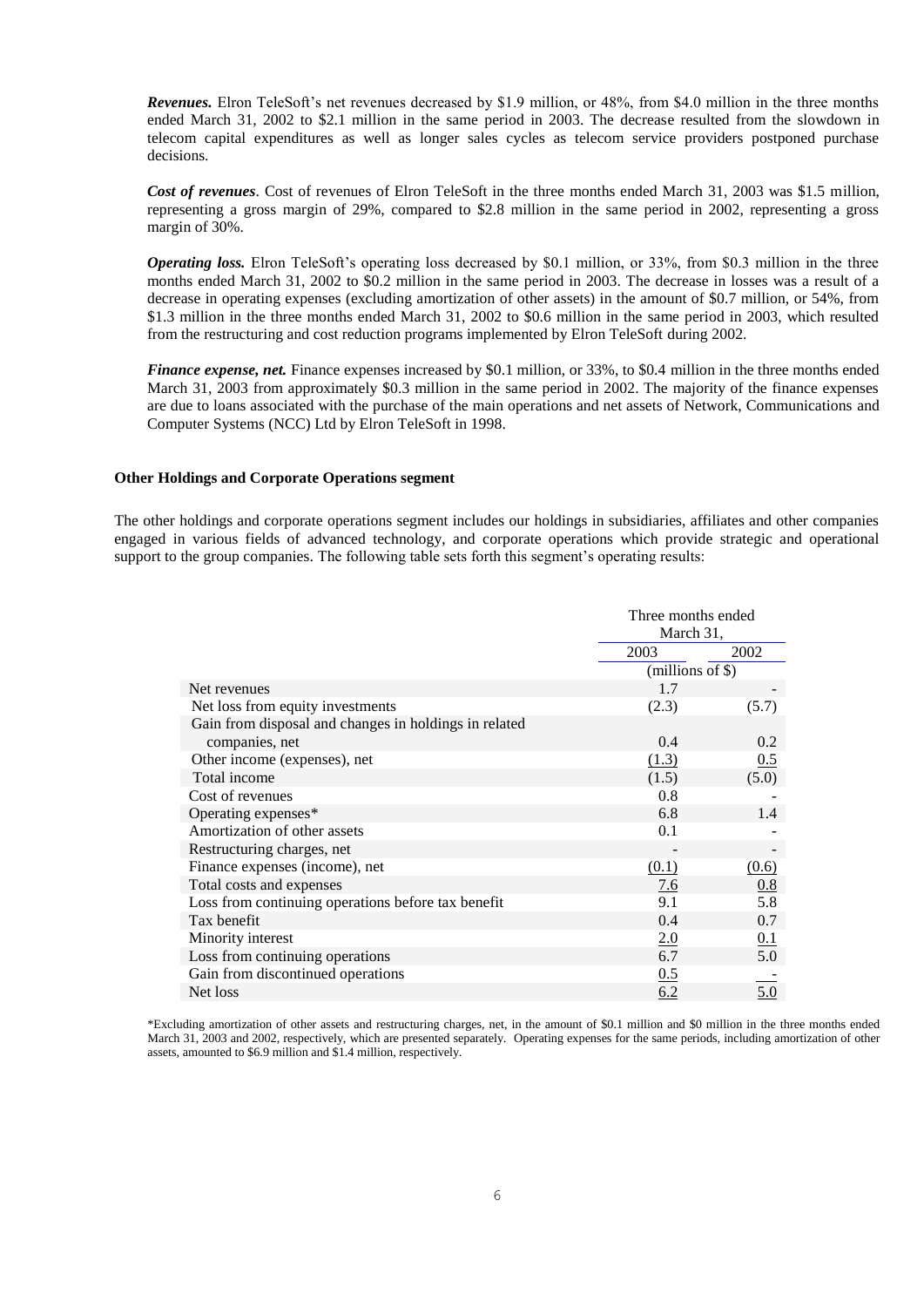***Revenues.*** Elron TeleSoft's net revenues decreased by $1.9 million, or 48%, from $4.0 million in the three months ended March 31, 2002 to $2.1 million in the same period in 2003. The decrease resulted from the slowdown in telecom capital expenditures as well as longer sales cycles as telecom service providers postponed purchase decisions.

***Cost of revenues***. Cost of revenues of Elron TeleSoft in the three months ended March 31, 2003 was $1.5 million, representing a gross margin of 29%, compared to $2.8 million in the same period in 2002, representing a gross margin of 30%.

***Operating loss.*** Elron TeleSoft's operating loss decreased by $0.1 million, or 33%, from $0.3 million in the three months ended March 31, 2002 to $0.2 million in the same period in 2003. The decrease in losses was a result of a decrease in operating expenses (excluding amortization of other assets) in the amount of $0.7 million, or 54%, from $1.3 million in the three months ended March 31, 2002 to $0.6 million in the same period in 2003, which resulted from the restructuring and cost reduction programs implemented by Elron TeleSoft during 2002.

***Finance expense, net.*** Finance expenses increased by $0.1 million, or 33%, to $0.4 million in the three months ended March 31, 2003 from approximately $0.3 million in the same period in 2002. The majority of the finance expenses are due to loans associated with the purchase of the main operations and net assets of Network, Communications and Computer Systems (NCC) Ltd by Elron TeleSoft in 1998.

**Other Holdings and Corporate Operations segment**

The other holdings and corporate operations segment includes our holdings in subsidiaries, affiliates and other companies engaged in various fields of advanced technology, and corporate operations which provide strategic and operational support to the group companies. The following table sets forth this segment's operating results:

| | Three months ended March 31, | |
|---|---|---|
| | 2003 | 2002 |
| | (millions of $) | |
| Net revenues | 1.7 | - |
| Net loss from equity investments | (2.3) | (5.7) |
| Gain from disposal and changes in holdings in related companies, net | 0.4 | 0.2 |
| Other income (expenses), net | (1.3) | 0.5 |
| Total income | (1.5) | (5.0) |
| Cost of revenues | 0.8 | - |
| Operating expenses* | 6.8 | 1.4 |
| Amortization of other assets | 0.1 | - |
| Restructuring charges, net | - | - |
| Finance expenses (income), net | (0.1) | (0.6) |
| Total costs and expenses | 7.6 | 0.8 |
| Loss from continuing operations before tax benefit | 9.1 | 5.8 |
| Tax benefit | 0.4 | 0.7 |
| Minority interest | 2.0 | 0.1 |
| Loss from continuing operations | 6.7 | 5.0 |
| Gain from discontinued operations | 0.5 | - |
| Net loss | 6.2 | 5.0 |

*Excluding amortization of other assets and restructuring charges, net, in the amount of $0.1 million and $0 million in the three months ended March 31, 2003 and 2002, respectively, which are presented separately. Operating expenses for the same periods, including amortization of other assets, amounted to $6.9 million and $1.4 million, respectively.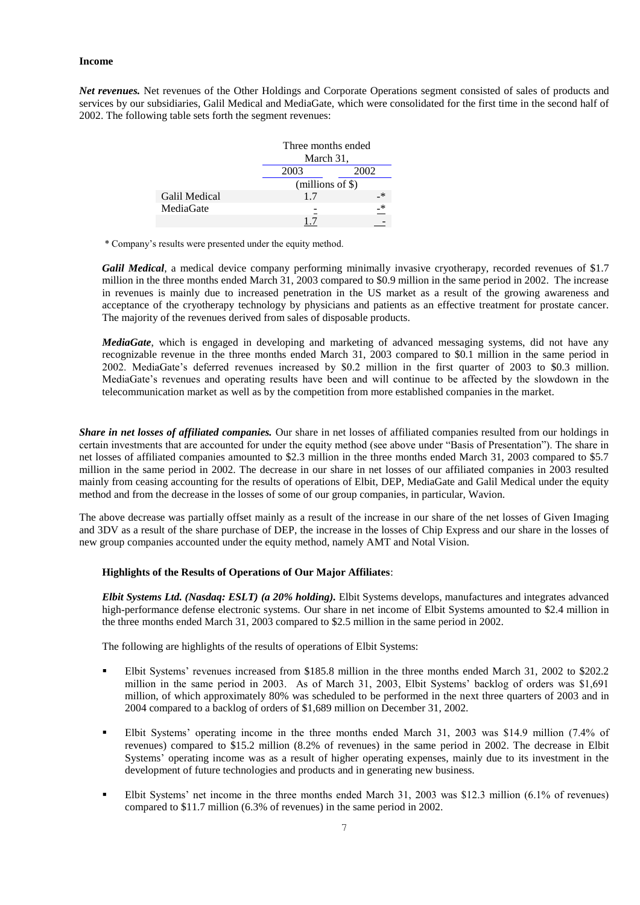**Income**

***Net revenues.*** Net revenues of the Other Holdings and Corporate Operations segment consisted of sales of products and services by our subsidiaries, Galil Medical and MediaGate, which were consolidated for the first time in the second half of 2002. The following table sets forth the segment revenues:

| | Three months ended March 31, | |
|---|---|---|
| | 2003 | 2002 |
| | (millions of $) | |
| Galil Medical | 1.7 | -* |
| MediaGate | - | -* |
| | 1.7 | - |

\* Company's results were presented under the equity method.

***Galil Medical***, a medical device company performing minimally invasive cryotherapy, recorded revenues of $1.7 million in the three months ended March 31, 2003 compared to $0.9 million in the same period in 2002. The increase in revenues is mainly due to increased penetration in the US market as a result of the growing awareness and acceptance of the cryotherapy technology by physicians and patients as an effective treatment for prostate cancer. The majority of the revenues derived from sales of disposable products.

***MediaGate***, which is engaged in developing and marketing of advanced messaging systems, did not have any recognizable revenue in the three months ended March 31, 2003 compared to $0.1 million in the same period in 2002. MediaGate's deferred revenues increased by $0.2 million in the first quarter of 2003 to $0.3 million. MediaGate's revenues and operating results have been and will continue to be affected by the slowdown in the telecommunication market as well as by the competition from more established companies in the market.

***Share in net losses of affiliated companies.*** Our share in net losses of affiliated companies resulted from our holdings in certain investments that are accounted for under the equity method (see above under "Basis of Presentation"). The share in net losses of affiliated companies amounted to $2.3 million in the three months ended March 31, 2003 compared to $5.7 million in the same period in 2002. The decrease in our share in net losses of our affiliated companies in 2003 resulted mainly from ceasing accounting for the results of operations of Elbit, DEP, MediaGate and Galil Medical under the equity method and from the decrease in the losses of some of our group companies, in particular, Wavion.

The above decrease was partially offset mainly as a result of the increase in our share of the net losses of Given Imaging and 3DV as a result of the share purchase of DEP, the increase in the losses of Chip Express and our share in the losses of new group companies accounted under the equity method, namely AMT and Notal Vision.

**Highlights of the Results of Operations of Our Major Affiliates**:

***Elbit Systems Ltd. (Nasdaq: ESLT) (a 20% holding).*** Elbit Systems develops, manufactures and integrates advanced high-performance defense electronic systems. Our share in net income of Elbit Systems amounted to $2.4 million in the three months ended March 31, 2003 compared to $2.5 million in the same period in 2002.

The following are highlights of the results of operations of Elbit Systems:

- Elbit Systems' revenues increased from $185.8 million in the three months ended March 31, 2002 to $202.2 million in the same period in 2003. As of March 31, 2003, Elbit Systems' backlog of orders was $1,691 million, of which approximately 80% was scheduled to be performed in the next three quarters of 2003 and in 2004 compared to a backlog of orders of $1,689 million on December 31, 2002.
- Elbit Systems' operating income in the three months ended March 31, 2003 was $14.9 million (7.4% of revenues) compared to $15.2 million (8.2% of revenues) in the same period in 2002. The decrease in Elbit Systems' operating income was as a result of higher operating expenses, mainly due to its investment in the development of future technologies and products and in generating new business.
- Elbit Systems' net income in the three months ended March 31, 2003 was $12.3 million (6.1% of revenues) compared to $11.7 million (6.3% of revenues) in the same period in 2002.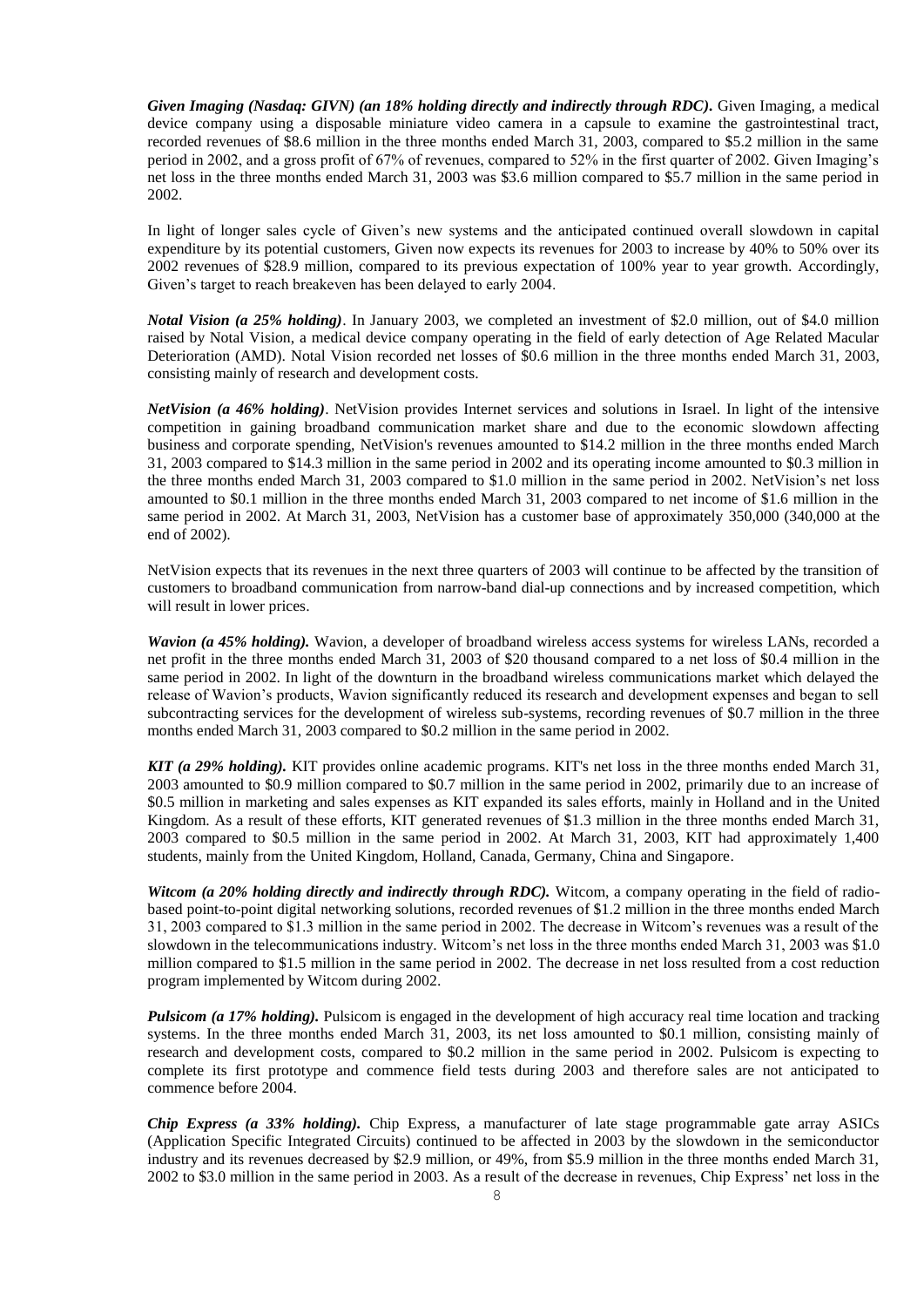***Given Imaging (Nasdaq: GIVN) (an 18% holding directly and indirectly through RDC).*** Given Imaging, a medical device company using a disposable miniature video camera in a capsule to examine the gastrointestinal tract, recorded revenues of $8.6 million in the three months ended March 31, 2003, compared to $5.2 million in the same period in 2002, and a gross profit of 67% of revenues, compared to 52% in the first quarter of 2002. Given Imaging's net loss in the three months ended March 31, 2003 was $3.6 million compared to $5.7 million in the same period in 2002.

In light of longer sales cycle of Given's new systems and the anticipated continued overall slowdown in capital expenditure by its potential customers, Given now expects its revenues for 2003 to increase by 40% to 50% over its 2002 revenues of $28.9 million, compared to its previous expectation of 100% year to year growth. Accordingly, Given's target to reach breakeven has been delayed to early 2004.

***Notal Vision (a 25% holding)***. In January 2003, we completed an investment of $2.0 million, out of $4.0 million raised by Notal Vision, a medical device company operating in the field of early detection of Age Related Macular Deterioration (AMD). Notal Vision recorded net losses of $0.6 million in the three months ended March 31, 2003, consisting mainly of research and development costs.

***NetVision (a 46% holding)***. NetVision provides Internet services and solutions in Israel. In light of the intensive competition in gaining broadband communication market share and due to the economic slowdown affecting business and corporate spending, NetVision's revenues amounted to $14.2 million in the three months ended March 31, 2003 compared to $14.3 million in the same period in 2002 and its operating income amounted to $0.3 million in the three months ended March 31, 2003 compared to $1.0 million in the same period in 2002. NetVision's net loss amounted to $0.1 million in the three months ended March 31, 2003 compared to net income of $1.6 million in the same period in 2002. At March 31, 2003, NetVision has a customer base of approximately 350,000 (340,000 at the end of 2002).

NetVision expects that its revenues in the next three quarters of 2003 will continue to be affected by the transition of customers to broadband communication from narrow-band dial-up connections and by increased competition, which will result in lower prices.

***Wavion (a 45% holding).*** Wavion, a developer of broadband wireless access systems for wireless LANs, recorded a net profit in the three months ended March 31, 2003 of $20 thousand compared to a net loss of $0.4 million in the same period in 2002. In light of the downturn in the broadband wireless communications market which delayed the release of Wavion's products, Wavion significantly reduced its research and development expenses and began to sell subcontracting services for the development of wireless sub-systems, recording revenues of $0.7 million in the three months ended March 31, 2003 compared to $0.2 million in the same period in 2002.

***KIT (a 29% holding).*** KIT provides online academic programs. KIT's net loss in the three months ended March 31, 2003 amounted to $0.9 million compared to $0.7 million in the same period in 2002, primarily due to an increase of $0.5 million in marketing and sales expenses as KIT expanded its sales efforts, mainly in Holland and in the United Kingdom. As a result of these efforts, KIT generated revenues of $1.3 million in the three months ended March 31, 2003 compared to $0.5 million in the same period in 2002. At March 31, 2003, KIT had approximately 1,400 students, mainly from the United Kingdom, Holland, Canada, Germany, China and Singapore.

***Witcom (a 20% holding directly and indirectly through RDC).*** Witcom, a company operating in the field of radio-based point-to-point digital networking solutions, recorded revenues of $1.2 million in the three months ended March 31, 2003 compared to $1.3 million in the same period in 2002. The decrease in Witcom's revenues was a result of the slowdown in the telecommunications industry. Witcom's net loss in the three months ended March 31, 2003 was $1.0 million compared to $1.5 million in the same period in 2002. The decrease in net loss resulted from a cost reduction program implemented by Witcom during 2002.

***Pulsicom (a 17% holding).*** Pulsicom is engaged in the development of high accuracy real time location and tracking systems. In the three months ended March 31, 2003, its net loss amounted to $0.1 million, consisting mainly of research and development costs, compared to $0.2 million in the same period in 2002. Pulsicom is expecting to complete its first prototype and commence field tests during 2003 and therefore sales are not anticipated to commence before 2004.

***Chip Express (a 33% holding).*** Chip Express, a manufacturer of late stage programmable gate array ASICs (Application Specific Integrated Circuits) continued to be affected in 2003 by the slowdown in the semiconductor industry and its revenues decreased by $2.9 million, or 49%, from $5.9 million in the three months ended March 31, 2002 to $3.0 million in the same period in 2003. As a result of the decrease in revenues, Chip Express' net loss in the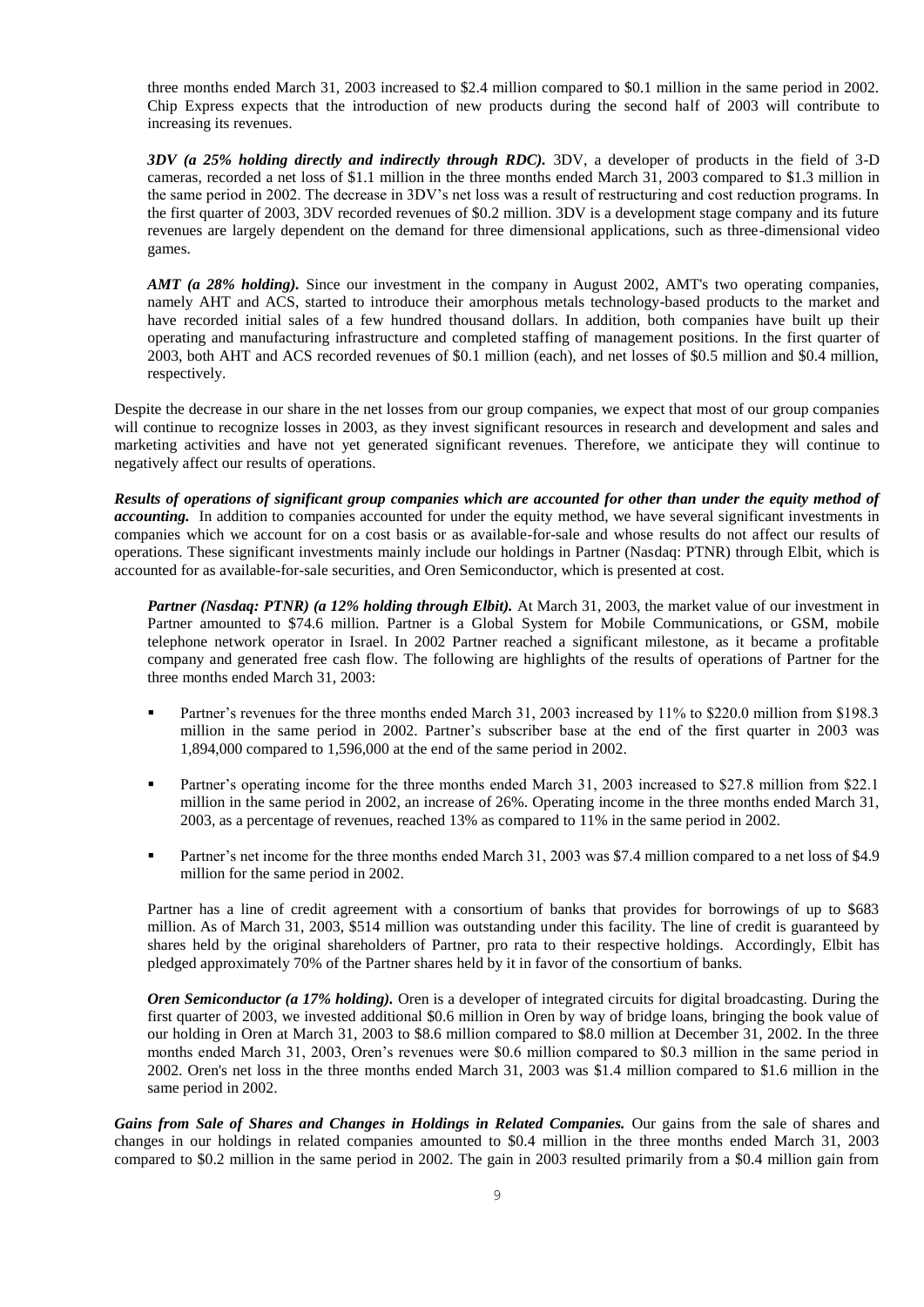three months ended March 31, 2003 increased to $2.4 million compared to $0.1 million in the same period in 2002. Chip Express expects that the introduction of new products during the second half of 2003 will contribute to increasing its revenues.

***3DV (a 25% holding directly and indirectly through RDC).*** 3DV, a developer of products in the field of 3-D cameras, recorded a net loss of $1.1 million in the three months ended March 31, 2003 compared to $1.3 million in the same period in 2002. The decrease in 3DV's net loss was a result of restructuring and cost reduction programs. In the first quarter of 2003, 3DV recorded revenues of $0.2 million. 3DV is a development stage company and its future revenues are largely dependent on the demand for three dimensional applications, such as three-dimensional video games.

***AMT (a 28% holding).*** Since our investment in the company in August 2002, AMT's two operating companies, namely AHT and ACS, started to introduce their amorphous metals technology-based products to the market and have recorded initial sales of a few hundred thousand dollars. In addition, both companies have built up their operating and manufacturing infrastructure and completed staffing of management positions. In the first quarter of 2003, both AHT and ACS recorded revenues of $0.1 million (each), and net losses of $0.5 million and $0.4 million, respectively.

Despite the decrease in our share in the net losses from our group companies, we expect that most of our group companies will continue to recognize losses in 2003, as they invest significant resources in research and development and sales and marketing activities and have not yet generated significant revenues. Therefore, we anticipate they will continue to negatively affect our results of operations.

***Results of operations of significant group companies which are accounted for other than under the equity method of accounting.*** In addition to companies accounted for under the equity method, we have several significant investments in companies which we account for on a cost basis or as available-for-sale and whose results do not affect our results of operations. These significant investments mainly include our holdings in Partner (Nasdaq: PTNR) through Elbit, which is accounted for as available-for-sale securities, and Oren Semiconductor, which is presented at cost.

***Partner (Nasdaq: PTNR) (a 12% holding through Elbit).*** At March 31, 2003, the market value of our investment in Partner amounted to $74.6 million. Partner is a Global System for Mobile Communications, or GSM, mobile telephone network operator in Israel. In 2002 Partner reached a significant milestone, as it became a profitable company and generated free cash flow. The following are highlights of the results of operations of Partner for the three months ended March 31, 2003:

- Partner's revenues for the three months ended March 31, 2003 increased by 11% to $220.0 million from $198.3 million in the same period in 2002. Partner's subscriber base at the end of the first quarter in 2003 was 1,894,000 compared to 1,596,000 at the end of the same period in 2002.
- Partner's operating income for the three months ended March 31, 2003 increased to $27.8 million from $22.1 million in the same period in 2002, an increase of 26%. Operating income in the three months ended March 31, 2003, as a percentage of revenues, reached 13% as compared to 11% in the same period in 2002.
- Partner's net income for the three months ended March 31, 2003 was $7.4 million compared to a net loss of $4.9 million for the same period in 2002.

Partner has a line of credit agreement with a consortium of banks that provides for borrowings of up to $683 million. As of March 31, 2003, $514 million was outstanding under this facility. The line of credit is guaranteed by shares held by the original shareholders of Partner, pro rata to their respective holdings. Accordingly, Elbit has pledged approximately 70% of the Partner shares held by it in favor of the consortium of banks.

***Oren Semiconductor (a 17% holding).*** Oren is a developer of integrated circuits for digital broadcasting. During the first quarter of 2003, we invested additional $0.6 million in Oren by way of bridge loans, bringing the book value of our holding in Oren at March 31, 2003 to $8.6 million compared to $8.0 million at December 31, 2002. In the three months ended March 31, 2003, Oren's revenues were $0.6 million compared to $0.3 million in the same period in 2002. Oren's net loss in the three months ended March 31, 2003 was $1.4 million compared to $1.6 million in the same period in 2002.

***Gains from Sale of Shares and Changes in Holdings in Related Companies.*** Our gains from the sale of shares and changes in our holdings in related companies amounted to $0.4 million in the three months ended March 31, 2003 compared to $0.2 million in the same period in 2002. The gain in 2003 resulted primarily from a $0.4 million gain from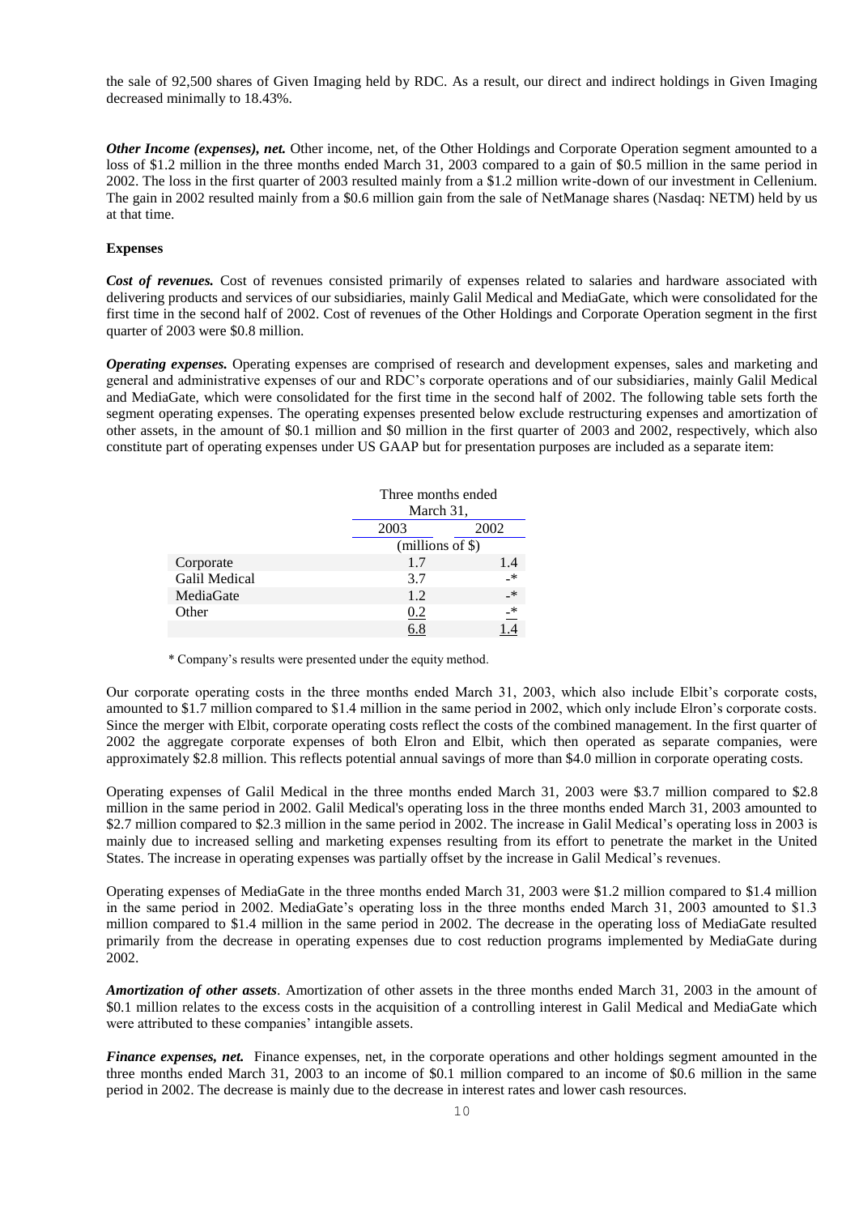the sale of 92,500 shares of Given Imaging held by RDC. As a result, our direct and indirect holdings in Given Imaging decreased minimally to 18.43%.

***Other Income (expenses), net.*** Other income, net, of the Other Holdings and Corporate Operation segment amounted to a loss of $1.2 million in the three months ended March 31, 2003 compared to a gain of $0.5 million in the same period in 2002. The loss in the first quarter of 2003 resulted mainly from a $1.2 million write-down of our investment in Cellenium. The gain in 2002 resulted mainly from a $0.6 million gain from the sale of NetManage shares (Nasdaq: NETM) held by us at that time.

**Expenses**

***Cost of revenues.*** Cost of revenues consisted primarily of expenses related to salaries and hardware associated with delivering products and services of our subsidiaries, mainly Galil Medical and MediaGate, which were consolidated for the first time in the second half of 2002. Cost of revenues of the Other Holdings and Corporate Operation segment in the first quarter of 2003 were $0.8 million.

***Operating expenses.*** Operating expenses are comprised of research and development expenses, sales and marketing and general and administrative expenses of our and RDC's corporate operations and of our subsidiaries, mainly Galil Medical and MediaGate, which were consolidated for the first time in the second half of 2002. The following table sets forth the segment operating expenses. The operating expenses presented below exclude restructuring expenses and amortization of other assets, in the amount of $0.1 million and $0 million in the first quarter of 2003 and 2002, respectively, which also constitute part of operating expenses under US GAAP but for presentation purposes are included as a separate item:

| | Three months ended March 31, | |
|---|---|---|
| | 2003 | 2002 |
| | (millions of $) | |
| Corporate | 1.7 | 1.4 |
| Galil Medical | 3.7 | -* |
| MediaGate | 1.2 | -* |
| Other | 0.2 | -* |
| | 6.8 | 1.4 |

\* Company's results were presented under the equity method.

Our corporate operating costs in the three months ended March 31, 2003, which also include Elbit's corporate costs, amounted to $1.7 million compared to $1.4 million in the same period in 2002, which only include Elron's corporate costs. Since the merger with Elbit, corporate operating costs reflect the costs of the combined management. In the first quarter of 2002 the aggregate corporate expenses of both Elron and Elbit, which then operated as separate companies, were approximately $2.8 million. This reflects potential annual savings of more than $4.0 million in corporate operating costs.

Operating expenses of Galil Medical in the three months ended March 31, 2003 were $3.7 million compared to $2.8 million in the same period in 2002. Galil Medical's operating loss in the three months ended March 31, 2003 amounted to $2.7 million compared to $2.3 million in the same period in 2002. The increase in Galil Medical's operating loss in 2003 is mainly due to increased selling and marketing expenses resulting from its effort to penetrate the market in the United States. The increase in operating expenses was partially offset by the increase in Galil Medical's revenues.

Operating expenses of MediaGate in the three months ended March 31, 2003 were $1.2 million compared to $1.4 million in the same period in 2002. MediaGate's operating loss in the three months ended March 31, 2003 amounted to $1.3 million compared to $1.4 million in the same period in 2002. The decrease in the operating loss of MediaGate resulted primarily from the decrease in operating expenses due to cost reduction programs implemented by MediaGate during 2002.

***Amortization of other assets***. Amortization of other assets in the three months ended March 31, 2003 in the amount of $0.1 million relates to the excess costs in the acquisition of a controlling interest in Galil Medical and MediaGate which were attributed to these companies' intangible assets.

***Finance expenses, net.*** Finance expenses, net, in the corporate operations and other holdings segment amounted in the three months ended March 31, 2003 to an income of $0.1 million compared to an income of $0.6 million in the same period in 2002. The decrease is mainly due to the decrease in interest rates and lower cash resources.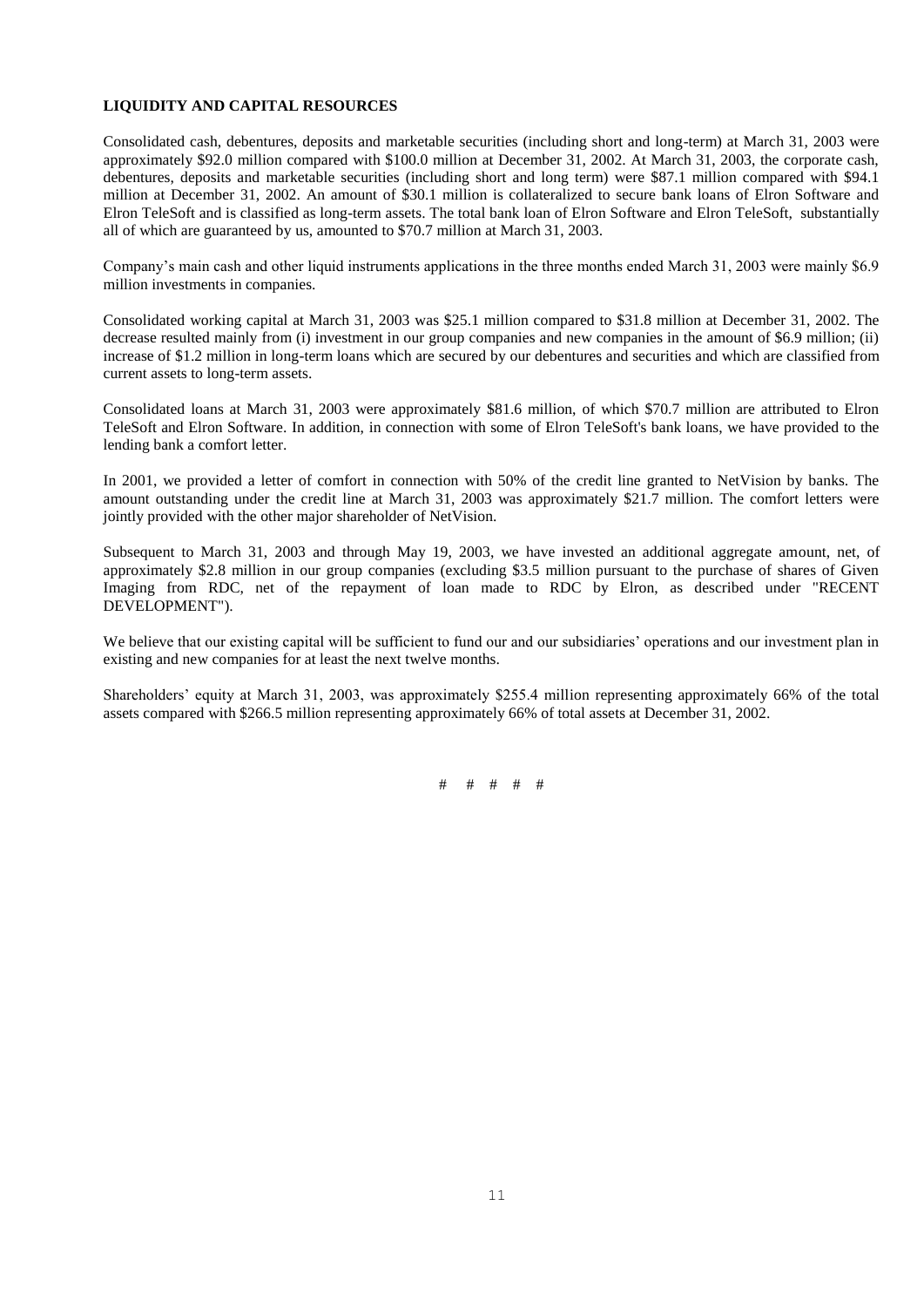**LIQUIDITY AND CAPITAL RESOURCES**

Consolidated cash, debentures, deposits and marketable securities (including short and long-term) at March 31, 2003 were approximately $92.0 million compared with $100.0 million at December 31, 2002. At March 31, 2003, the corporate cash, debentures, deposits and marketable securities (including short and long term) were $87.1 million compared with $94.1 million at December 31, 2002. An amount of $30.1 million is collateralized to secure bank loans of Elron Software and Elron TeleSoft and is classified as long-term assets. The total bank loan of Elron Software and Elron TeleSoft, substantially all of which are guaranteed by us, amounted to $70.7 million at March 31, 2003.

Company's main cash and other liquid instruments applications in the three months ended March 31, 2003 were mainly $6.9 million investments in companies.

Consolidated working capital at March 31, 2003 was $25.1 million compared to $31.8 million at December 31, 2002. The decrease resulted mainly from (i) investment in our group companies and new companies in the amount of $6.9 million; (ii) increase of $1.2 million in long-term loans which are secured by our debentures and securities and which are classified from current assets to long-term assets.

Consolidated loans at March 31, 2003 were approximately $81.6 million, of which $70.7 million are attributed to Elron TeleSoft and Elron Software. In addition, in connection with some of Elron TeleSoft's bank loans, we have provided to the lending bank a comfort letter.

In 2001, we provided a letter of comfort in connection with 50% of the credit line granted to NetVision by banks. The amount outstanding under the credit line at March 31, 2003 was approximately $21.7 million. The comfort letters were jointly provided with the other major shareholder of NetVision.

Subsequent to March 31, 2003 and through May 19, 2003, we have invested an additional aggregate amount, net, of approximately $2.8 million in our group companies (excluding $3.5 million pursuant to the purchase of shares of Given Imaging from RDC, net of the repayment of loan made to RDC by Elron, as described under "RECENT DEVELOPMENT").

We believe that our existing capital will be sufficient to fund our and our subsidiaries' operations and our investment plan in existing and new companies for at least the next twelve months.

Shareholders' equity at March 31, 2003, was approximately $255.4 million representing approximately 66% of the total assets compared with $266.5 million representing approximately 66% of total assets at December 31, 2002.

# # # # #